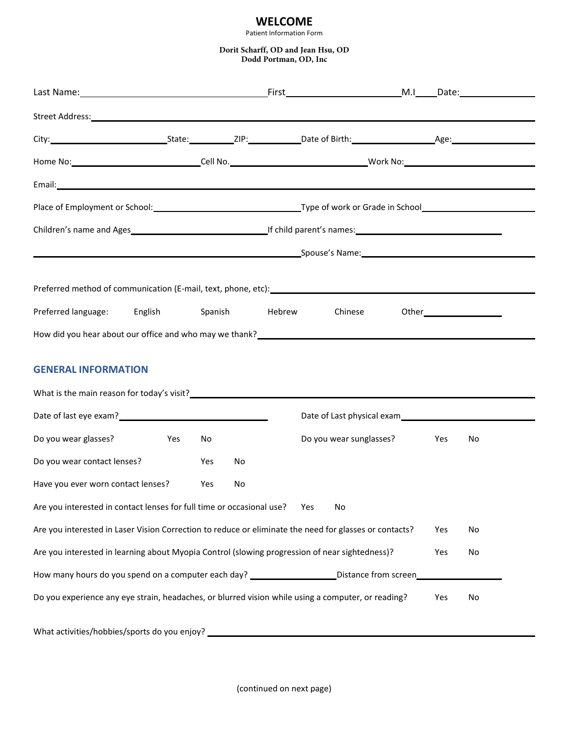# WELCOME

Patient Information Form

**Dorit Scharff, OD and Jean Hsu, OD**
**Dodd Portman, OD, Inc**

Last Name:\_\_\_\_\_\_\_\_\_\_\_\_\_\_\_\_\_\_\_\_ First\_\_\_\_\_\_\_\_\_\_\_\_\_\_\_\_\_\_ M.I\_\_\_\_ Date:\_\_\_\_\_\_\_\_\_\_\_\_

Street Address:\_\_\_\_\_\_\_\_\_\_\_\_\_\_\_\_\_\_\_\_\_\_\_\_\_\_\_\_\_\_\_\_\_\_\_\_\_\_\_\_

City:\_\_\_\_\_\_\_\_\_\_\_\_\_\_\_\_ State:\_\_\_\_\_\_\_ ZIP:\_\_\_\_\_\_\_\_ Date of Birth:\_\_\_\_\_\_\_\_\_\_\_\_ Age:\_\_\_\_\_\_\_\_\_\_

Home No:\_\_\_\_\_\_\_\_\_\_\_\_\_\_\_\_\_\_ Cell No.\_\_\_\_\_\_\_\_\_\_\_\_\_\_\_\_\_\_ Work No:\_\_\_\_\_\_\_\_\_\_\_\_\_\_\_\_\_\_

Email:\_\_\_\_\_\_\_\_\_\_\_\_\_\_\_\_\_\_\_\_\_\_\_\_\_\_\_\_\_\_\_\_\_\_\_\_\_\_\_\_

Place of Employment or School:\_\_\_\_\_\_\_\_\_\_\_\_\_\_\_\_\_\_\_\_ Type of work or Grade in School\_\_\_\_\_\_\_\_\_\_\_\_\_\_\_\_

Children's name and Ages\_\_\_\_\_\_\_\_\_\_\_\_\_\_\_\_\_\_ If child parent's names:\_\_\_\_\_\_\_\_\_\_\_\_\_\_\_\_\_\_\_\_

\_\_\_\_\_\_\_\_\_\_\_\_\_\_\_\_\_\_\_\_\_\_\_\_\_\_\_\_\_\_\_\_\_\_\_\_ Spouse's Name:\_\_\_\_\_\_\_\_\_\_\_\_\_\_\_\_\_\_\_\_\_\_\_\_

Preferred method of communication (E-mail, text, phone, etc):\_\_\_\_\_\_\_\_\_\_\_\_\_\_\_\_\_\_\_\_\_\_\_\_\_\_

Preferred language: English Spanish Hebrew Chinese Other\_\_\_\_\_\_\_\_\_\_\_\_

How did you hear about our office and who may we thank?\_\_\_\_\_\_\_\_\_\_\_\_\_\_\_\_\_\_\_\_\_\_\_\_\_\_

## GENERAL INFORMATION

What is the main reason for today's visit?\_\_\_\_\_\_\_\_\_\_\_\_\_\_\_\_\_\_\_\_\_\_\_\_\_\_\_\_\_\_\_\_\_\_

Date of last eye exam?\_\_\_\_\_\_\_\_\_\_\_\_\_\_\_\_\_\_\_\_ Date of Last physical exam\_\_\_\_\_\_\_\_\_\_\_\_\_\_\_\_\_\_\_\_

Do you wear glasses? Yes No Do you wear sunglasses? Yes No

Do you wear contact lenses? Yes No

Have you ever worn contact lenses? Yes No

Are you interested in contact lenses for full time or occasional use? Yes No

Are you interested in Laser Vision Correction to reduce or eliminate the need for glasses or contacts? Yes No

Are you interested in learning about Myopia Control (slowing progression of near sightedness)? Yes No

How many hours do you spend on a computer each day? \_\_\_\_\_\_\_\_\_\_\_\_\_\_ Distance from screen\_\_\_\_\_\_\_\_\_\_\_\_\_\_

Do you experience any eye strain, headaches, or blurred vision while using a computer, or reading? Yes No

What activities/hobbies/sports do you enjoy? \_\_\_\_\_\_\_\_\_\_\_\_\_\_\_\_\_\_\_\_\_\_\_\_\_\_\_\_\_\_\_\_\_\_

(continued on next page)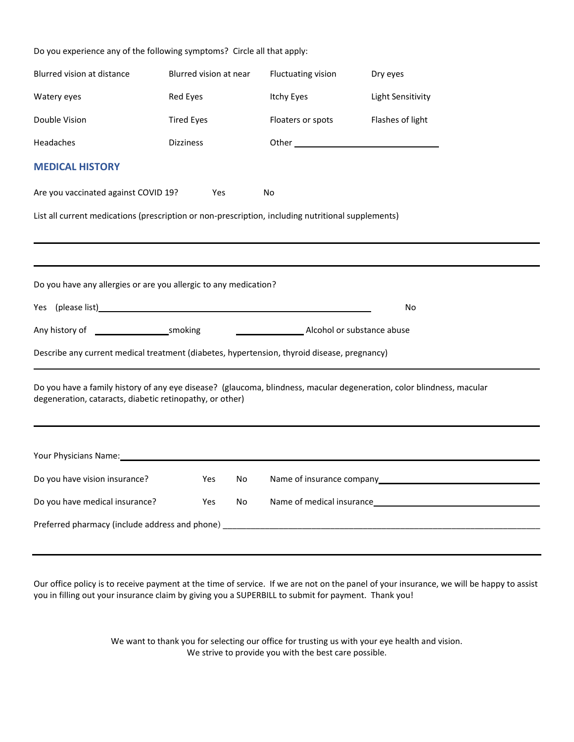Do you experience any of the following symptoms? Circle all that apply:

| | | | |
|---|---|---|---|
| Blurred vision at distance | Blurred vision at near | Fluctuating vision | Dry eyes |
| Watery eyes | Red Eyes | Itchy Eyes | Light Sensitivity |
| Double Vision | Tired Eyes | Floaters or spots | Flashes of light |
| Headaches | Dizziness | Other ________________ | |

## MEDICAL HISTORY

Are you vaccinated against COVID 19? Yes No

List all current medications (prescription or non-prescription, including nutritional supplements)

______________________________________________________________________

______________________________________________________________________

Do you have any allergies or are you allergic to any medication?

Yes (please list)________________________________________ No

Any history of ____________smoking ____________ Alcohol or substance abuse

Describe any current medical treatment (diabetes, hypertension, thyroid disease, pregnancy)

______________________________________________________________________

Do you have a family history of any eye disease? (glaucoma, blindness, macular degeneration, color blindness, macular degeneration, cataracts, diabetic retinopathy, or other)

______________________________________________________________________

Your Physicians Name:____________________________________________

Do you have vision insurance? Yes No Name of insurance company____________________

Do you have medical insurance? Yes No Name of medical insurance____________________

Preferred pharmacy (include address and phone) ____________________________________

______________________________________________________________________

Our office policy is to receive payment at the time of service. If we are not on the panel of your insurance, we will be happy to assist you in filling out your insurance claim by giving you a SUPERBILL to submit for payment. Thank you!

We want to thank you for selecting our office for trusting us with your eye health and vision.
We strive to provide you with the best care possible.